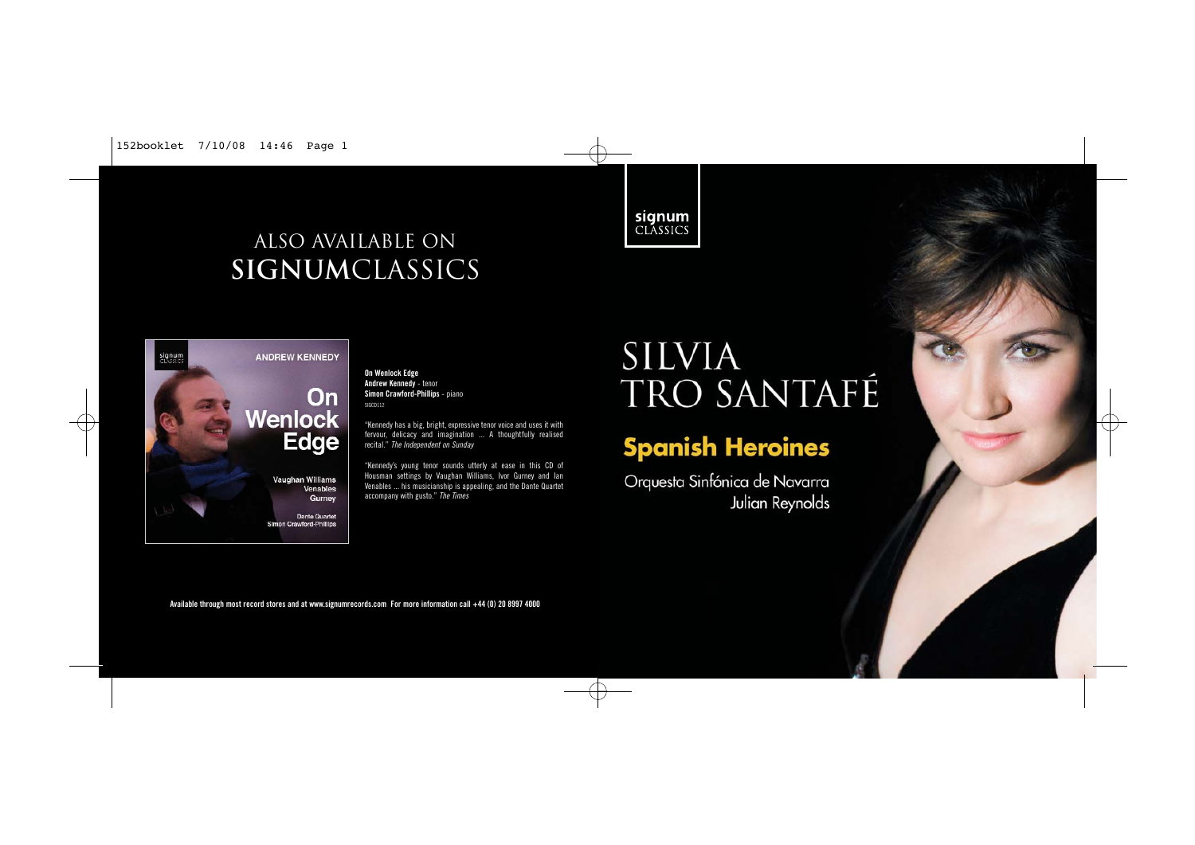# ALSO AVAILABLE ON **SIGNUM**CLASSICS

**On Wenlock Edge**
**Andrew Kennedy** - tenor
**Simon Crawford-Phillips** - piano
SIGCD112

"Kennedy has a big, bright, expressive tenor voice and uses it with fervour, delicacy and imagination ... A thoughtfully realised recital." *The Independent on Sunday*

"Kennedy's young tenor sounds utterly at ease in this CD of Housman settings by Vaughan Williams, Ivor Gurney and Ian Venables ... his musicianship is appealing, and the Dante Quartet accompany with gusto." *The Times*

**Available through most record stores and at www.signumrecords.com For more information call +44 (0) 20 8997 4000**

signum CLASSICS

# SILVIA TRO SANTAFÉ

## Spanish Heroines

Orquesta Sinfónica de Navarra
Julian Reynolds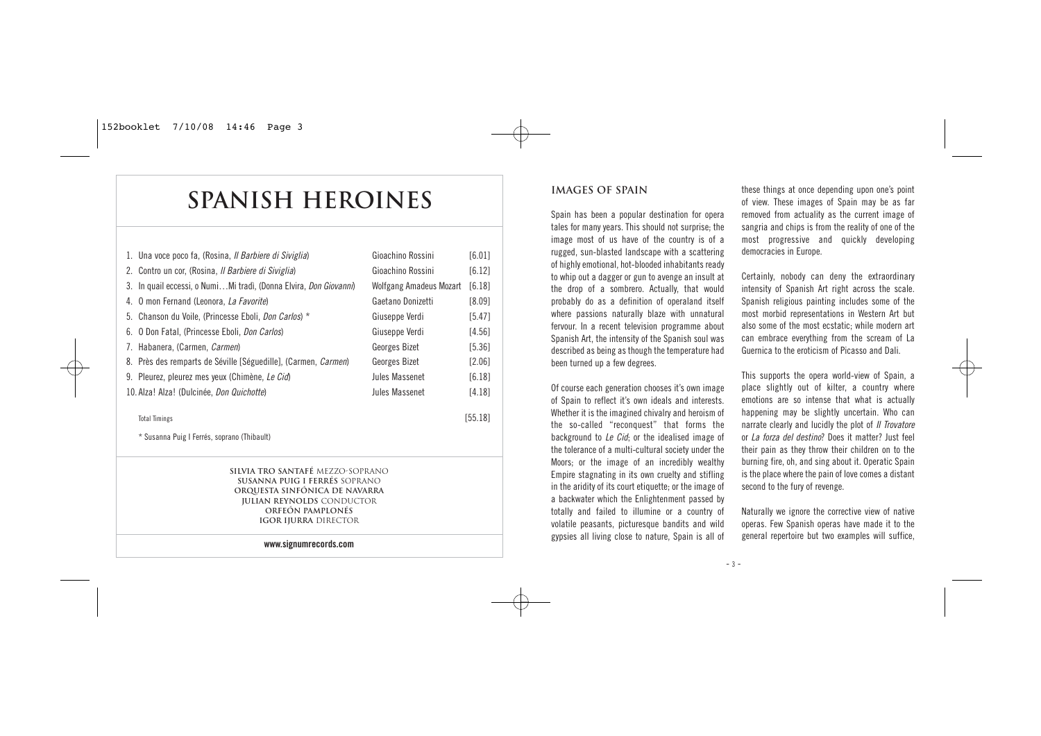# SPANISH HEROINES

| | | |
|---|---|---|
| 1. Una voce poco fa, (Rosina, *Il Barbiere di Siviglia*) | Gioachino Rossini | [6.01] |
| 2. Contro un cor, (Rosina, *Il Barbiere di Siviglia*) | Gioachino Rossini | [6.12] |
| 3. In quail eccessi, o Numi…Mi tradì, (Donna Elvira, *Don Giovanni*) | Wolfgang Amadeus Mozart | [6.18] |
| 4. O mon Fernand (Leonora, *La Favorite*) | Gaetano Donizetti | [8.09] |
| 5. Chanson du Voile, (Princesse Eboli, *Don Carlos*) * | Giuseppe Verdi | [5.47] |
| 6. O Don Fatal, (Princesse Eboli, *Don Carlos*) | Giuseppe Verdi | [4.56] |
| 7. Habanera, (Carmen, *Carmen*) | Georges Bizet | [5.36] |
| 8. Près des remparts de Séville [Séguedille], (Carmen, *Carmen*) | Georges Bizet | [2.06] |
| 9. Pleurez, pleurez mes yeux (Chimène, *Le Cid*) | Jules Massenet | [6.18] |
| 10. Alza! Alza! (Dulcinée, *Don Quichotte*) | Jules Massenet | [4.18] |
| Total Timings | | [55.18] |

\* Susanna Puig I Ferrés, soprano (Thibault)

**SILVIA TRO SANTAFÉ** MEZZO-SOPRANO
**SUSANNA PUIG I FERRÉS** SOPRANO
**ORQUESTA SINFÓNICA DE NAVARRA**
**JULIAN REYNOLDS** CONDUCTOR
**ORFEÓN PAMPLONÉS**
**IGOR IJURRA** DIRECTOR

**www.signumrecords.com**

## IMAGES OF SPAIN

Spain has been a popular destination for opera tales for many years. This should not surprise; the image most of us have of the country is of a rugged, sun-blasted landscape with a scattering of highly emotional, hot-blooded inhabitants ready to whip out a dagger or gun to avenge an insult at the drop of a sombrero. Actually, that would probably do as a definition of operaland itself where passions naturally blaze with unnatural fervour. In a recent television programme about Spanish Art, the intensity of the Spanish soul was described as being as though the temperature had been turned up a few degrees.

Of course each generation chooses it's own image of Spain to reflect it's own ideals and interests. Whether it is the imagined chivalry and heroism of the so-called "reconquest" that forms the background to *Le Cid*; or the idealised image of the tolerance of a multi-cultural society under the Moors; or the image of an incredibly wealthy Empire stagnating in its own cruelty and stifling in the aridity of its court etiquette; or the image of a backwater which the Enlightenment passed by totally and failed to illumine or a country of volatile peasants, picturesque bandits and wild gypsies all living close to nature, Spain is all of these things at once depending upon one's point of view. These images of Spain may be as far removed from actuality as the current image of sangria and chips is from the reality of one of the most progressive and quickly developing democracies in Europe.

Certainly, nobody can deny the extraordinary intensity of Spanish Art right across the scale. Spanish religious painting includes some of the most morbid representations in Western Art but also some of the most ecstatic; while modern art can embrace everything from the scream of La Guernica to the eroticism of Picasso and Dali.

This supports the opera world-view of Spain, a place slightly out of kilter, a country where emotions are so intense that what is actually happening may be slightly uncertain. Who can narrate clearly and lucidly the plot of *Il Trovatore* or *La forza del destino*? Does it matter? Just feel their pain as they throw their children on to the burning fire, oh, and sing about it. Operatic Spain is the place where the pain of love comes a distant second to the fury of revenge.

Naturally we ignore the corrective view of native operas. Few Spanish operas have made it to the general repertoire but two examples will suffice,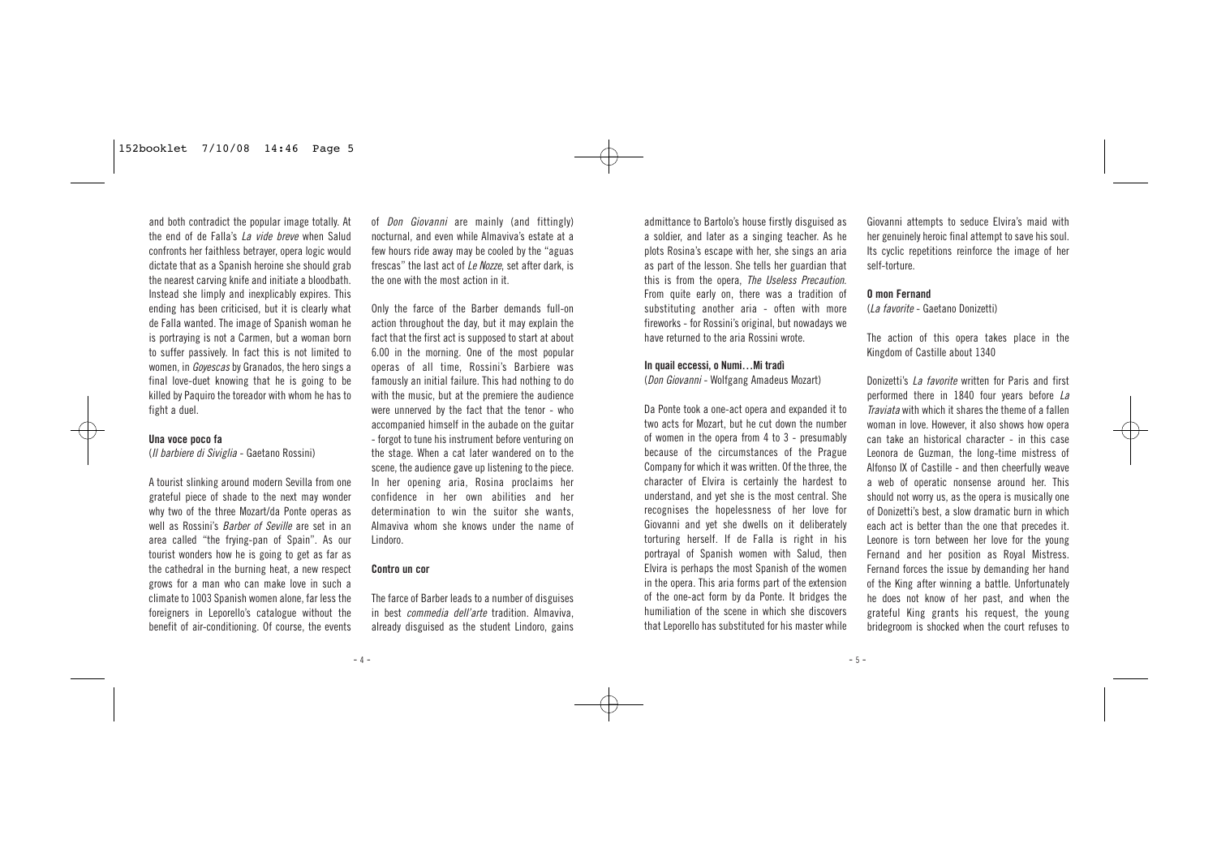and both contradict the popular image totally. At the end of de Falla's *La vide breve* when Salud confronts her faithless betrayer, opera logic would dictate that as a Spanish heroine she should grab the nearest carving knife and initiate a bloodbath. Instead she limply and inexplicably expires. This ending has been criticised, but it is clearly what de Falla wanted. The image of Spanish woman he is portraying is not a Carmen, but a woman born to suffer passively. In fact this is not limited to women, in *Goyescas* by Granados, the hero sings a final love-duet knowing that he is going to be killed by Paquiro the toreador with whom he has to fight a duel.

**Una voce poco fa**

(*Il barbiere di Siviglia* - Gaetano Rossini)

A tourist slinking around modern Sevilla from one grateful piece of shade to the next may wonder why two of the three Mozart/da Ponte operas as well as Rossini's *Barber of Seville* are set in an area called "the frying-pan of Spain". As our tourist wonders how he is going to get as far as the cathedral in the burning heat, a new respect grows for a man who can make love in such a climate to 1003 Spanish women alone, far less the foreigners in Leporello's catalogue without the benefit of air-conditioning. Of course, the events of *Don Giovanni* are mainly (and fittingly) nocturnal, and even while Almaviva's estate at a few hours ride away may be cooled by the "aguas frescas" the last act of *Le Nozze*, set after dark, is the one with the most action in it.

Only the farce of the Barber demands full-on action throughout the day, but it may explain the fact that the first act is supposed to start at about 6.00 in the morning. One of the most popular operas of all time, Rossini's Barbiere was famously an initial failure. This had nothing to do with the music, but at the premiere the audience were unnerved by the fact that the tenor - who accompanied himself in the aubade on the guitar - forgot to tune his instrument before venturing on the stage. When a cat later wandered on to the scene, the audience gave up listening to the piece. In her opening aria, Rosina proclaims her confidence in her own abilities and her determination to win the suitor she wants, Almaviva whom she knows under the name of Lindoro.

**Contro un cor**

The farce of Barber leads to a number of disguises in best *commedia dell'arte* tradition. Almaviva, already disguised as the student Lindoro, gains admittance to Bartolo's house firstly disguised as a soldier, and later as a singing teacher. As he plots Rosina's escape with her, she sings an aria as part of the lesson. She tells her guardian that this is from the opera, *The Useless Precaution*. From quite early on, there was a tradition of substituting another aria - often with more fireworks - for Rossini's original, but nowadays we have returned to the aria Rossini wrote.

**In quail eccessi, o Numi…Mi tradì**

(*Don Giovanni* - Wolfgang Amadeus Mozart)

Da Ponte took a one-act opera and expanded it to two acts for Mozart, but he cut down the number of women in the opera from 4 to 3 - presumably because of the circumstances of the Prague Company for which it was written. Of the three, the character of Elvira is certainly the hardest to understand, and yet she is the most central. She recognises the hopelessness of her love for Giovanni and yet she dwells on it deliberately torturing herself. If de Falla is right in his portrayal of Spanish women with Salud, then Elvira is perhaps the most Spanish of the women in the opera. This aria forms part of the extension of the one-act form by da Ponte. It bridges the humiliation of the scene in which she discovers that Leporello has substituted for his master while Giovanni attempts to seduce Elvira's maid with her genuinely heroic final attempt to save his soul. Its cyclic repetitions reinforce the image of her self-torture.

**O mon Fernand**

(*La favorite* - Gaetano Donizetti)

The action of this opera takes place in the Kingdom of Castille about 1340

Donizetti's *La favorite* written for Paris and first performed there in 1840 four years before *La Traviata* with which it shares the theme of a fallen woman in love. However, it also shows how opera can take an historical character - in this case Leonora de Guzman, the long-time mistress of Alfonso IX of Castille - and then cheerfully weave a web of operatic nonsense around her. This should not worry us, as the opera is musically one of Donizetti's best, a slow dramatic burn in which each act is better than the one that precedes it. Leonore is torn between her love for the young Fernand and her position as Royal Mistress. Fernand forces the issue by demanding her hand of the King after winning a battle. Unfortunately he does not know of her past, and when the grateful King grants his request, the young bridegroom is shocked when the court refuses to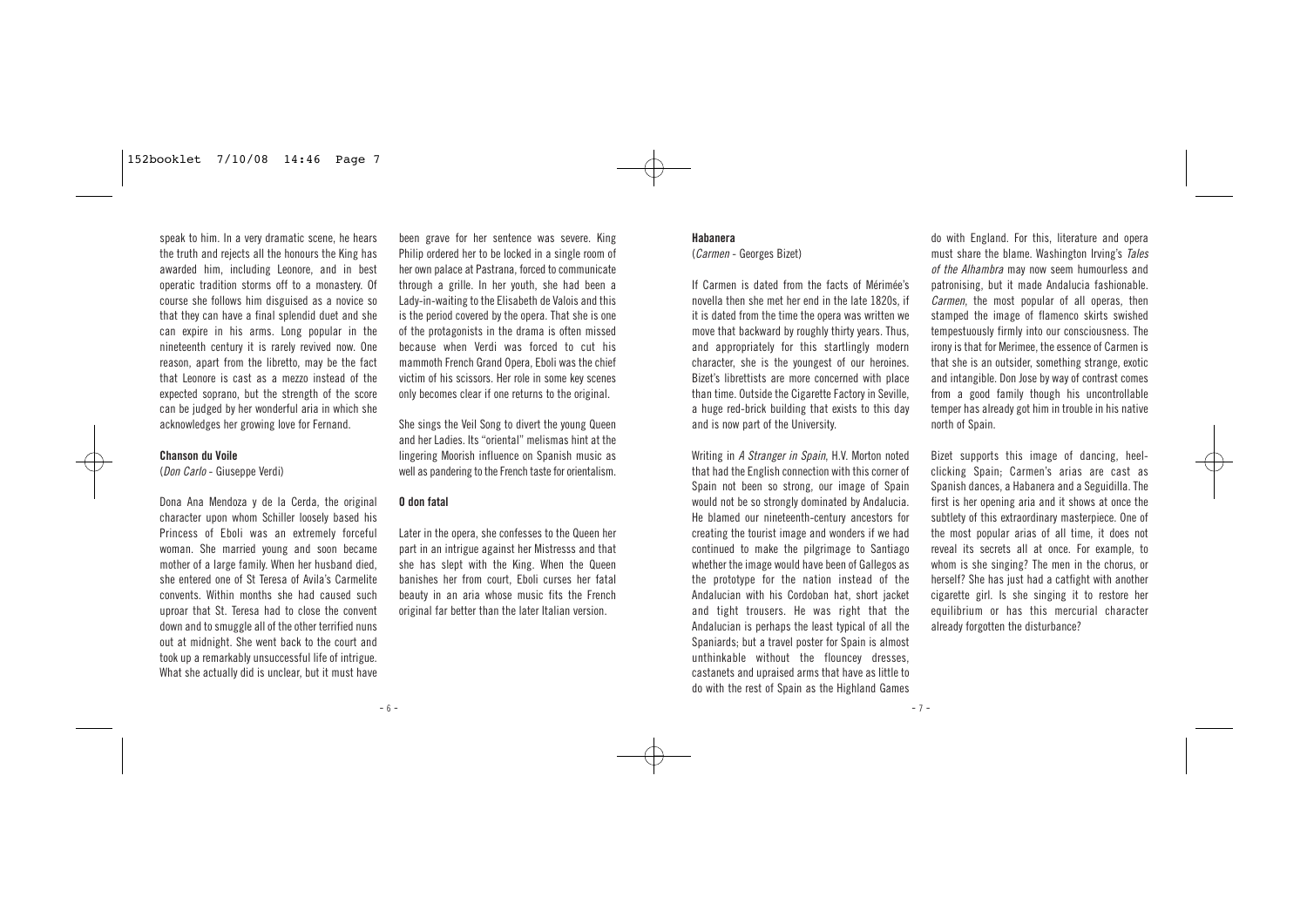speak to him. In a very dramatic scene, he hears the truth and rejects all the honours the King has awarded him, including Leonore, and in best operatic tradition storms off to a monastery. Of course she follows him disguised as a novice so that they can have a final splendid duet and she can expire in his arms. Long popular in the nineteenth century it is rarely revived now. One reason, apart from the libretto, may be the fact that Leonore is cast as a mezzo instead of the expected soprano, but the strength of the score can be judged by her wonderful aria in which she acknowledges her growing love for Fernand.

**Chanson du Voile**

(*Don Carlo* - Giuseppe Verdi)

Dona Ana Mendoza y de la Cerda, the original character upon whom Schiller loosely based his Princess of Eboli was an extremely forceful woman. She married young and soon became mother of a large family. When her husband died, she entered one of St Teresa of Avila's Carmelite convents. Within months she had caused such uproar that St. Teresa had to close the convent down and to smuggle all of the other terrified nuns out at midnight. She went back to the court and took up a remarkably unsuccessful life of intrigue. What she actually did is unclear, but it must have been grave for her sentence was severe. King Philip ordered her to be locked in a single room of her own palace at Pastrana, forced to communicate through a grille. In her youth, she had been a Lady-in-waiting to the Elisabeth de Valois and this is the period covered by the opera. That she is one of the protagonists in the drama is often missed because when Verdi was forced to cut his mammoth French Grand Opera, Eboli was the chief victim of his scissors. Her role in some key scenes only becomes clear if one returns to the original.

She sings the Veil Song to divert the young Queen and her Ladies. Its "oriental" melismas hint at the lingering Moorish influence on Spanish music as well as pandering to the French taste for orientalism.

**O don fatal**

Later in the opera, she confesses to the Queen her part in an intrigue against her Mistresss and that she has slept with the King. When the Queen banishes her from court, Eboli curses her fatal beauty in an aria whose music fits the French original far better than the later Italian version.

**Habanera**

(*Carmen* - Georges Bizet)

If Carmen is dated from the facts of Mérimée's novella then she met her end in the late 1820s, if it is dated from the time the opera was written we move that backward by roughly thirty years. Thus, and appropriately for this startlingly modern character, she is the youngest of our heroines. Bizet's librettists are more concerned with place than time. Outside the Cigarette Factory in Seville, a huge red-brick building that exists to this day and is now part of the University.

Writing in *A Stranger in Spain*, H.V. Morton noted that had the English connection with this corner of Spain not been so strong, our image of Spain would not be so strongly dominated by Andalucia. He blamed our nineteenth-century ancestors for creating the tourist image and wonders if we had continued to make the pilgrimage to Santiago whether the image would have been of Gallegos as the prototype for the nation instead of the Andalucian with his Cordoban hat, short jacket and tight trousers. He was right that the Andalucian is perhaps the least typical of all the Spaniards; but a travel poster for Spain is almost unthinkable without the flouncey dresses, castanets and upraised arms that have as little to do with the rest of Spain as the Highland Games do with England. For this, literature and opera must share the blame. Washington Irving's *Tales of the Alhambra* may now seem humourless and patronising, but it made Andalucia fashionable. *Carmen*, the most popular of all operas, then stamped the image of flamenco skirts swished tempestuously firmly into our consciousness. The irony is that for Merimee, the essence of Carmen is that she is an outsider, something strange, exotic and intangible. Don Jose by way of contrast comes from a good family though his uncontrollable temper has already got him in trouble in his native north of Spain.

Bizet supports this image of dancing, heel-clicking Spain; Carmen's arias are cast as Spanish dances, a Habanera and a Seguidilla. The first is her opening aria and it shows at once the subtlety of this extraordinary masterpiece. One of the most popular arias of all time, it does not reveal its secrets all at once. For example, to whom is she singing? The men in the chorus, or herself? She has just had a catfight with another cigarette girl. Is she singing it to restore her equilibrium or has this mercurial character already forgotten the disturbance?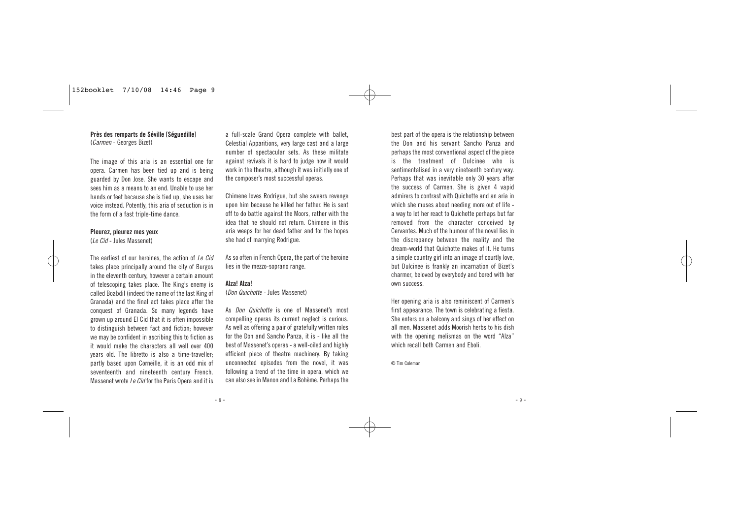**Près des remparts de Séville [Séguedille]**
(*Carmen* - Georges Bizet)

The image of this aria is an essential one for opera. Carmen has been tied up and is being guarded by Don Jose. She wants to escape and sees him as a means to an end. Unable to use her hands or feet because she is tied up, she uses her voice instead. Potently, this aria of seduction is in the form of a fast triple-time dance.

**Pleurez, pleurez mes yeux**
(*Le Cid* - Jules Massenet)

The earliest of our heroines, the action of *Le Cid* takes place principally around the city of Burgos in the eleventh century, however a certain amount of telescoping takes place. The King's enemy is called Boabdil (indeed the name of the last King of Granada) and the final act takes place after the conquest of Granada. So many legends have grown up around El Cid that it is often impossible to distinguish between fact and fiction; however we may be confident in ascribing this to fiction as it would make the characters all well over 400 years old. The libretto is also a time-traveller; partly based upon Corneille, it is an odd mix of seventeenth and nineteenth century French. Massenet wrote *Le Cid* for the Paris Opera and it is a full-scale Grand Opera complete with ballet, Celestial Apparitions, very large cast and a large number of spectacular sets. As these militate against revivals it is hard to judge how it would work in the theatre, although it was initially one of the composer's most successful operas.

Chimene loves Rodrigue, but she swears revenge upon him because he killed her father. He is sent off to do battle against the Moors, rather with the idea that he should not return. Chimene in this aria weeps for her dead father and for the hopes she had of marrying Rodrigue.

As so often in French Opera, the part of the heroine lies in the mezzo-soprano range.

**Alza! Alza!**
(*Don Quichotte* - Jules Massenet)

As *Don Quichotte* is one of Massenet's most compelling operas its current neglect is curious. As well as offering a pair of gratefully written roles for the Don and Sancho Panza, it is - like all the best of Massenet's operas - a well-oiled and highly efficient piece of theatre machinery. By taking unconnected episodes from the novel, it was following a trend of the time in opera, which we can also see in Manon and La Bohème. Perhaps the best part of the opera is the relationship between the Don and his servant Sancho Panza and perhaps the most conventional aspect of the piece is the treatment of Dulcinee who is sentimentalised in a very nineteenth century way. Perhaps that was inevitable only 30 years after the success of Carmen. She is given 4 vapid admirers to contrast with Quichotte and an aria in which she muses about needing more out of life - a way to let her react to Quichotte perhaps but far removed from the character conceived by Cervantes. Much of the humour of the novel lies in the discrepancy between the reality and the dream-world that Quichotte makes of it. He turns a simple country girl into an image of courtly love, but Dulcinee is frankly an incarnation of Bizet's charmer, beloved by everybody and bored with her own success.

Her opening aria is also reminiscent of Carmen's first appearance. The town is celebrating a fiesta. She enters on a balcony and sings of her effect on all men. Massenet adds Moorish herbs to his dish with the opening melismas on the word "Alza" which recall both Carmen and Eboli.

© Tim Coleman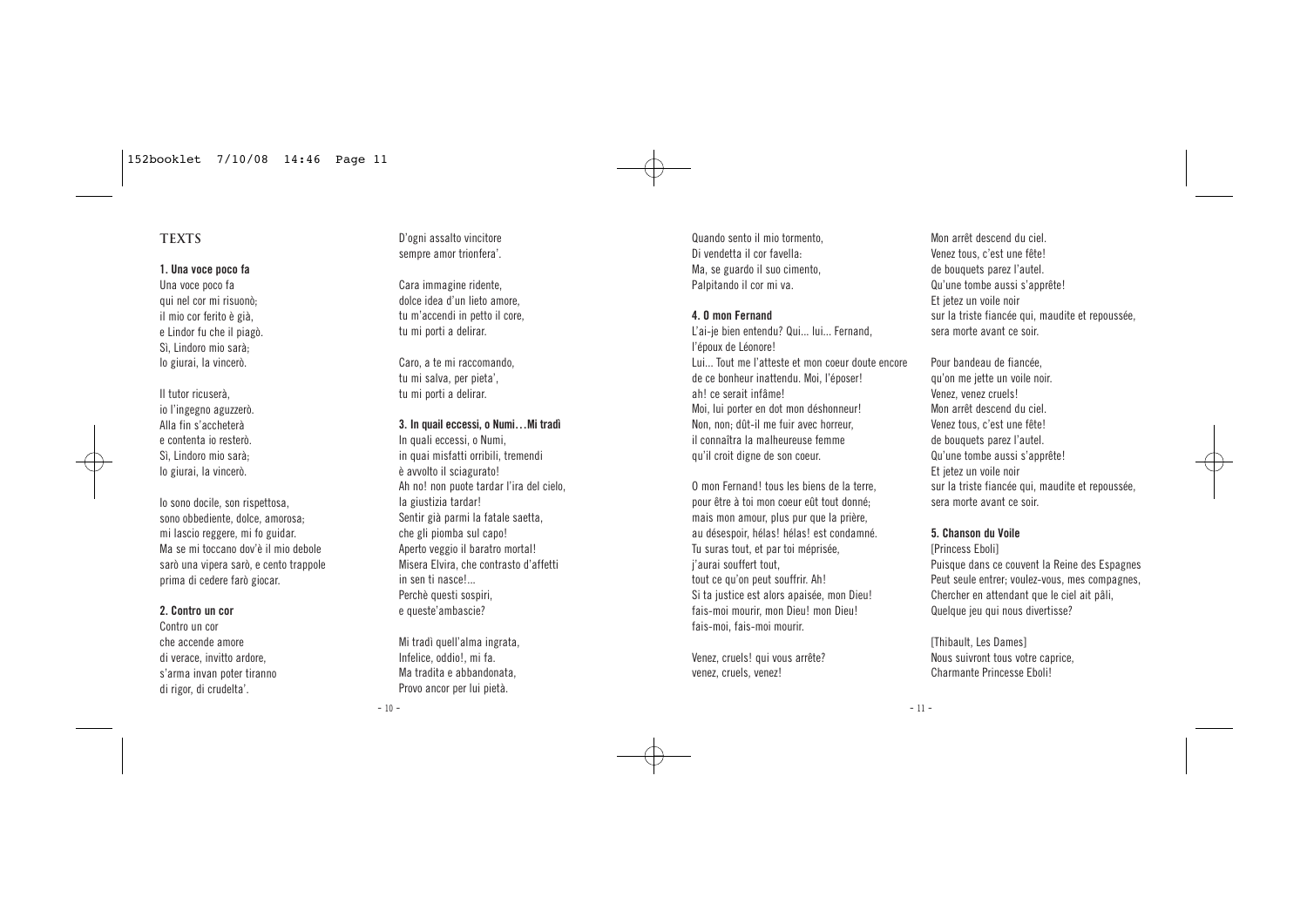## TEXTS

**1. Una voce poco fa**

Una voce poco fa
qui nel cor mi risuonò;
il mio cor ferito è già,
e Lindor fu che il piagò.
Sì, Lindoro mio sarà;
lo giurai, la vincerò.

Il tutor ricuserà,
io l'ingegno aguzzerò.
Alla fin s'accheterà
e contenta io resterò.
Sì, Lindoro mio sarà;
lo giurai, la vincerò.

Io sono docile, son rispettosa,
sono obbediente, dolce, amorosa;
mi lascio reggere, mi fo guidar.
Ma se mi toccano dov'è il mio debole
sarò una vipera sarò, e cento trappole
prima di cedere farò giocar.

**2. Contro un cor**

Contro un cor
che accende amore
di verace, invitto ardore,
s'arma invan poter tiranno
di rigor, di crudelta'.
D'ogni assalto vincitore
sempre amor trionfera'.

Cara immagine ridente,
dolce idea d'un lieto amore,
tu m'accendi in petto il core,
tu mi porti a delirar.

Caro, a te mi raccomando,
tu mi salva, per pieta',
tu mi porti a delirar.

**3. In quail eccessi, o Numi…Mi tradì**

In quali eccessi, o Numi,
in quai misfatti orribili, tremendi
è avvolto il sciagurato!
Ah no! non puote tardar l'ira del cielo,
la giustizia tardar!
Sentir già parmi la fatale saetta,
che gli piomba sul capo!
Aperto veggio il baratro mortal!
Misera Elvira, che contrasto d'affetti
in sen ti nasce!...
Perchè questi sospiri,
e queste'ambascie?

Mi tradì quell'alma ingrata,
Infelice, oddio!, mi fa.
Ma tradita e abbandonata,
Provo ancor per lui pietà.
Quando sento il mio tormento,
Di vendetta il cor favella:
Ma, se guardo il suo cimento,
Palpitando il cor mi va.

**4. O mon Fernand**

L'ai-je bien entendu? Qui... lui... Fernand,
l'époux de Léonore!
Lui... Tout me l'atteste et mon coeur doute encore
de ce bonheur inattendu. Moi, l'époser!
ah! ce serait infâme!
Moi, lui porter en dot mon déshonneur!
Non, non; dût-il me fuir avec horreur,
il connaîtra la malheureuse femme
qu'il croit digne de son coeur.

O mon Fernand! tous les biens de la terre,
pour être à toi mon coeur eût tout donné;
mais mon amour, plus pur que la prière,
au désespoir, hélas! hélas! est condamné.
Tu suras tout, et par toi méprisée,
j'aurai souffert tout,
tout ce qu'on peut souffrir. Ah!
Si ta justice est alors apaisée, mon Dieu!
fais-moi mourir, mon Dieu! mon Dieu!
fais-moi, fais-moi mourir.

Venez, cruels! qui vous arrête?
venez, cruels, venez!
Mon arrêt descend du ciel.
Venez tous, c'est une fête!
de bouquets parez l'autel.
Qu'une tombe aussi s'apprête!
Et jetez un voile noir
sur la triste fiancée qui, maudite et repoussée,
sera morte avant ce soir.

Pour bandeau de fiancée,
qu'on me jette un voile noir.
Venez, venez cruels!
Mon arrêt descend du ciel.
Venez tous, c'est une fête!
de bouquets parez l'autel.
Qu'une tombe aussi s'apprête!
Et jetez un voile noir
sur la triste fiancée qui, maudite et repoussée,
sera morte avant ce soir.

**5. Chanson du Voile**

[Princess Eboli]
Puisque dans ce couvent la Reine des Espagnes
Peut seule entrer; voulez-vous, mes compagnes,
Chercher en attendant que le ciel ait pâli,
Quelque jeu qui nous divertisse?

[Thibault, Les Dames]
Nous suivront tous votre caprice,
Charmante Princesse Eboli!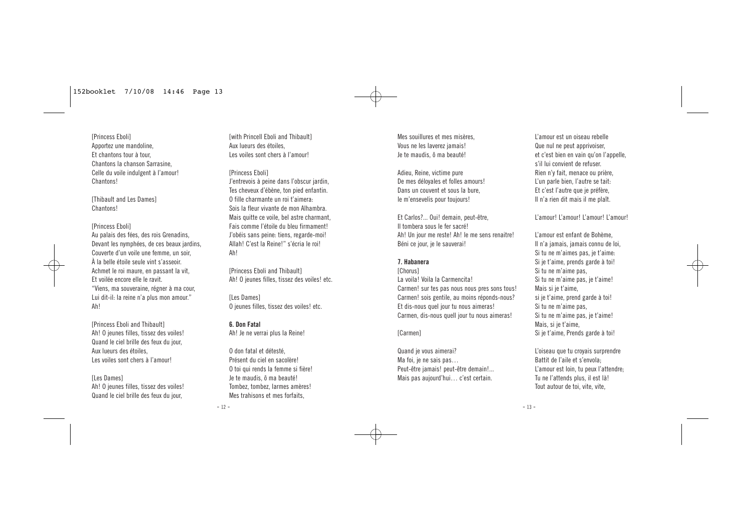[Princess Eboli]
Apportez une mandoline,
Et chantons tour à tour,
Chantons la chanson Sarrasine,
Celle du voile indulgent à l'amour!
Chantons!

[Thibault and Les Dames]
Chantons!

[Princess Eboli]
Au palais des fées, des rois Grenadins,
Devant les nymphées, de ces beaux jardins,
Couverte d'un voile une femme, un soir,
À la belle étoile seule vint s'asseoir.
Achmet le roi maure, en passant la vit,
Et voilée encore elle le ravit.
"Viens, ma souveraine, régner à ma cour,
Lui dit-il: la reine n'a plus mon amour."
Ah!

[Princess Eboli and Thibault]
Ah! O jeunes filles, tissez des voiles!
Quand le ciel brille des feux du jour,
Aux lueurs des étoiles,
Les voiles sont chers à l'amour!

[Les Dames]
Ah! O jeunes filles, tissez des voiles!
Quand le ciel brille des feux du jour,

[with Princell Eboli and Thibault]
Aux lueurs des étoiles,
Les voiles sont chers à l'amour!

[Princess Eboli]
J'entrevois à peine dans l'obscur jardin,
Tes cheveux d'ébène, ton pied enfantin.
O fille charmante un roi t'aimera:
Sois la fleur vivante de mon Alhambra.
Mais quitte ce voile, bel astre charmant,
Fais comme l'étoile du bleu firmament!
J'obéis sans peine: tiens, regarde-moi!
Allah! C'est la Reine!" s'écria le roi!
Ah!

[Princess Eboli and Thibault]
Ah! O jeunes filles, tissez des voiles! etc.

[Les Dames]
O jeunes filles, tissez des voiles! etc.

**6. Don Fatal**
Ah! Je ne verrai plus la Reine!

O don fatal et détesté,
Présent du ciel en sacolère!
O toi qui rends la femme si fière!
Je te maudis, ô ma beauté!
Tombez, tombez, larmes amères!
Mes trahisons et mes forfaits,
Mes souillures et mes misères,
Vous ne les laverez jamais!
Je te maudis, ô ma beauté!

Adieu, Reine, victime pure
De mes déloyales et folles amours!
Dans un couvent et sous la bure,
le m'ensevelis pour toujours!

Et Carlos?... Oui! demain, peut-être,
Il tombera sous le fer sacré!
Ah! Un jour me reste! Ah! le me sens renaitre!
Béni ce jour, je le sauverai!

**7. Habanera**
[Chorus]
La voila! Voila la Carmencita!
Carmen! sur tes pas nous nous pres sons tous!
Carmen! sois gentile, au moins réponds-nous?
Et dis-nous quel jour tu nous aimeras!
Carmen, dis-nous quell jour tu nous aimeras!

[Carmen]

Quand je vous aimerai?
Ma foi, je ne sais pas…
Peut-être jamais! peut-être demain!...
Mais pas aujourd'hui… c'est certain.

L'amour est un oiseau rebelle
Que nul ne peut apprivoiser,
et c'est bien en vain qu'on l'appelle,
s'il lui convient de refuser.
Rien n'y fait, menace ou prière,
L'un parle bien, l'autre se tait:
Et c'est l'autre que je préfère,
Il n'a rien dit mais il me plaît.

L'amour! L'amour! L'amour! L'amour!

L'amour est enfant de Bohème,
Il n'a jamais, jamais connu de loi,
Si tu ne m'aimes pas, je t'aime:
Si je t'aime, prends garde à toi!
Si tu ne m'aime pas,
Si tu ne m'aime pas, je t'aime!
Mais si je t'aime,
si je t'aime, prend garde à toi!
Si tu ne m'aime pas,
Si tu ne m'aime pas, je t'aime!
Mais, si je t'aime,
Si je t'aime, Prends garde à toi!

L'oiseau que tu croyais surprendre
Battit de l'aile et s'envola;
L'amour est loin, tu peux l'attendre;
Tu ne l'attends plus, il est là!
Tout autour de toi, vite, vite,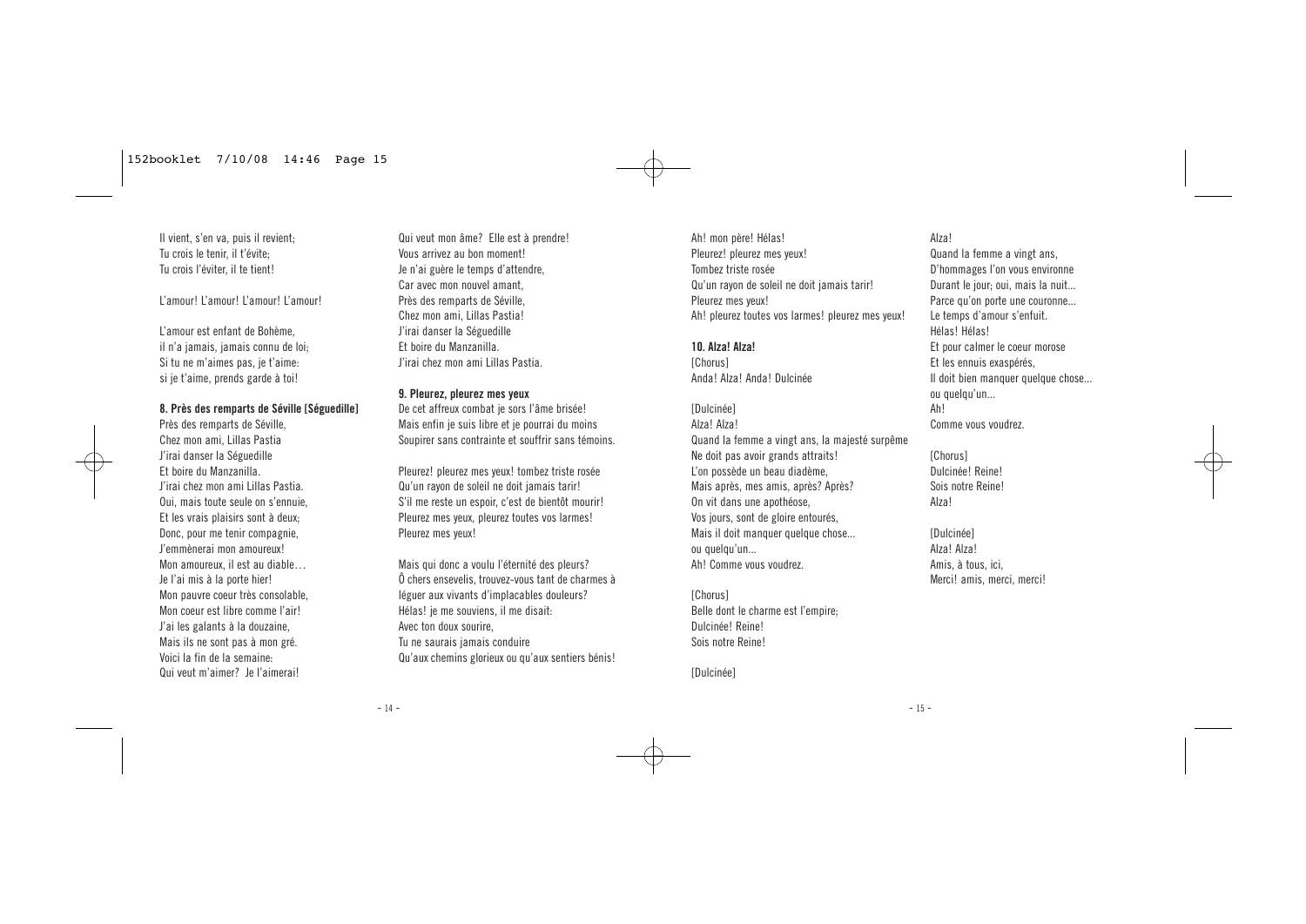Il vient, s'en va, puis il revient;
Tu crois le tenir, il t'évite;
Tu crois l'éviter, il te tient!

L'amour! L'amour! L'amour! L'amour!

L'amour est enfant de Bohème,
il n'a jamais, jamais connu de loi;
Si tu ne m'aimes pas, je t'aime:
si je t'aime, prends garde à toi!

**8. Près des remparts de Séville [Séguedille]**

Près des remparts de Séville,
Chez mon ami, Lillas Pastia
J'irai danser la Séguedille
Et boire du Manzanilla.
J'irai chez mon ami Lillas Pastia.
Oui, mais toute seule on s'ennuie,
Et les vrais plaisirs sont à deux;
Donc, pour me tenir compagnie,
J'emmènerai mon amoureux!
Mon amoureux, il est au diable…
Je l'ai mis à la porte hier!
Mon pauvre coeur très consolable,
Mon coeur est libre comme l'air!
J'ai les galants à la douzaine,
Mais ils ne sont pas à mon gré.
Voici la fin de la semaine:
Qui veut m'aimer? Je l'aimerai!
Qui veut mon âme? Elle est à prendre!
Vous arrivez au bon moment!
Je n'ai guère le temps d'attendre,
Car avec mon nouvel amant,
Près des remparts de Séville,
Chez mon ami, Lillas Pastia!
J'irai danser la Séguedille
Et boire du Manzanilla.
J'irai chez mon ami Lillas Pastia.

**9. Pleurez, pleurez mes yeux**

De cet affreux combat je sors l'âme brisée!
Mais enfin je suis libre et je pourrai du moins
Soupirer sans contrainte et souffrir sans témoins.

Pleurez! pleurez mes yeux! tombez triste rosée
Qu'un rayon de soleil ne doit jamais tarir!
S'il me reste un espoir, c'est de bientôt mourir!
Pleurez mes yeux, pleurez toutes vos larmes!
Pleurez mes yeux!

Mais qui donc a voulu l'éternité des pleurs?
Ô chers ensevelis, trouvez-vous tant de charmes à
léguer aux vivants d'implacables douleurs?
Hélas! je me souviens, il me disait:
Avec ton doux sourire,
Tu ne saurais jamais conduire
Qu'aux chemins glorieux ou qu'aux sentiers bénis!
Ah! mon père! Hélas!
Pleurez! pleurez mes yeux!
Tombez triste rosée
Qu'un rayon de soleil ne doit jamais tarir!
Pleurez mes yeux!
Ah! pleurez toutes vos larmes! pleurez mes yeux!

**10. Alza! Alza!**

[Chorus]
Anda! Alza! Anda! Dulcinée

[Dulcinée]
Alza! Alza!
Quand la femme a vingt ans, la majesté surpême
Ne doit pas avoir grands attraits!
L'on possède un beau diadème,
Mais après, mes amis, après? Après?
On vit dans une apothéose,
Vos jours, sont de gloire entourés,
Mais il doit manquer quelque chose...
ou quelqu'un...
Ah! Comme vous voudrez.

[Chorus]
Belle dont le charme est l'empire;
Dulcinée! Reine!
Sois notre Reine!

[Dulcinée]
Alza!
Quand la femme a vingt ans,
D'hommages l'on vous environne
Durant le jour; oui, mais la nuit...
Parce qu'on porte une couronne...
Le temps d'amour s'enfuit.
Hélas! Hélas!
Et pour calmer le coeur morose
Et les ennuis exaspérés,
Il doit bien manquer quelque chose...
ou quelqu'un...
Ah!
Comme vous voudrez.

[Chorus]
Dulcinée! Reine!
Sois notre Reine!
Alza!

[Dulcinée]
Alza! Alza!
Amis, à tous, ici,
Merci! amis, merci, merci!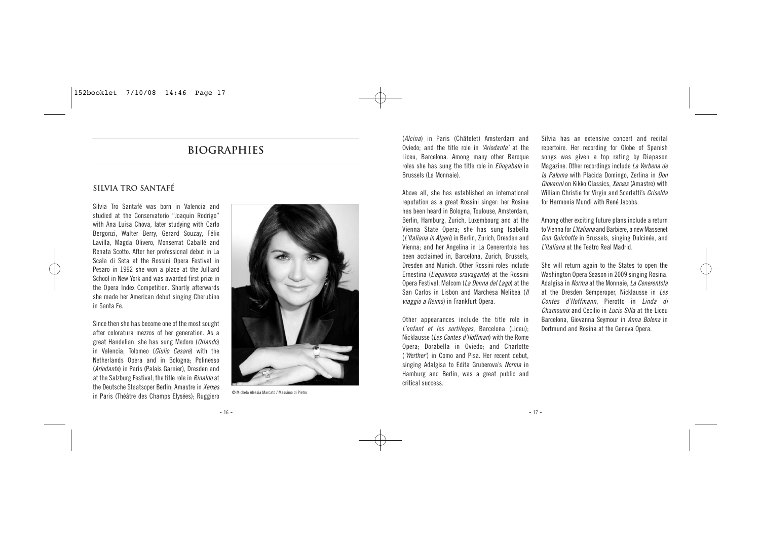# BIOGRAPHIES

## SILVIA TRO SANTAFÉ

Silvia Tro Santafé was born in Valencia and studied at the Conservatorio "Joaquin Rodrigo" with Ana Luisa Chova, later studying with Carlo Bergonzi, Walter Berry, Gerard Souzay, Félix Lavilla, Magda Olivero, Monserrat Caballé and Renata Scotto. After her professional debut in La Scala di Seta at the Rossini Opera Festival in Pesaro in 1992 she won a place at the Julliard School in New York and was awarded first prize in the Opera Index Competition. Shortly afterwards she made her American debut singing Cherubino in Santa Fe.

Since then she has become one of the most sought after coloratura mezzos of her generation. As a great Handelian, she has sung Medoro (*Orlando*) in Valencia; Tolomeo (*Giulio Cesare*) with the Netherlands Opera and in Bologna; Polinesso (*Ariodante*) in Paris (Palais Garnier), Dresden and at the Salzburg Festival; the title role in *Rinaldo* at the Deutsche Staatsoper Berlin; Amastre in *Xerxes* in Paris (Théâtre des Champs Elysées); Ruggiero (*Alcina*) in Paris (Châtelet) Amsterdam and Oviedo; and the title role in *'Ariodante'* at the Liceu, Barcelona. Among many other Baroque roles she has sung the title role in *Eliogabalo* in Brussels (La Monnaie).

© Michela Alessia Marcato / Massimo di Pietro

Above all, she has established an international reputation as a great Rossini singer: her Rosina has been heard in Bologna, Toulouse, Amsterdam, Berlin, Hamburg, Zurich, Luxembourg and at the Vienna State Opera; she has sung Isabella (*L'Italiana in Algeri*) in Berlin, Zurich, Dresden and Vienna; and her Angelina in La Cenerentola has been acclaimed in, Barcelona, Zurich, Brussels, Dresden and Munich. Other Rossini roles include Ernestina (*L'equivoco sravagante*) at the Rossini Opera Festival, Malcom (*La Donna del Lago*) at the San Carlos in Lisbon and Marchesa Melibea (*Il viaggio a Reims*) in Frankfurt Opera.

Other appearances include the title role in *L'enfant et les sortileges*, Barcelona (Liceu); Nicklausse (*Les Contes d'Hoffman*) with the Rome Opera; Dorabella in Oviedo; and Charlotte (*'Werther'*) in Como and Pisa. Her recent debut, singing Adalgisa to Edita Gruberova's *Norma* in Hamburg and Berlin, was a great public and critical success.

Silvia has an extensive concert and recital repertoire. Her recording for Globe of Spanish songs was given a top rating by Diapason Magazine. Other recordings include *La Verbena de la Paloma* with Placida Domingo, Zerlina in *Don Giovanni* on Kikko Classics, *Xerxes* (Amastre) with William Christie for Virgin and Scarlatti's *Griselda* for Harmonia Mundi with René Jacobs.

Among other exciting future plans include a return to Vienna for *L'Italiana* and Barbiere, a new Massenet *Don Quichotte* in Brussels, singing Dulcinée, and *L'Italiana* at the Teatro Real Madrid.

She will return again to the States to open the Washington Opera Season in 2009 singing Rosina. Adalgisa in *Norma* at the Monnaie, *La Cenerentola* at the Dresden Semperoper, Nicklausse in *Les Contes d'Hoffmann*, Pierotto in *Linda di Chamounix* and Cecilio in *Lucio Silla* at the Liceu Barcelona, Giovanna Seymour in *Anna Bolena* in Dortmund and Rosina at the Geneva Opera.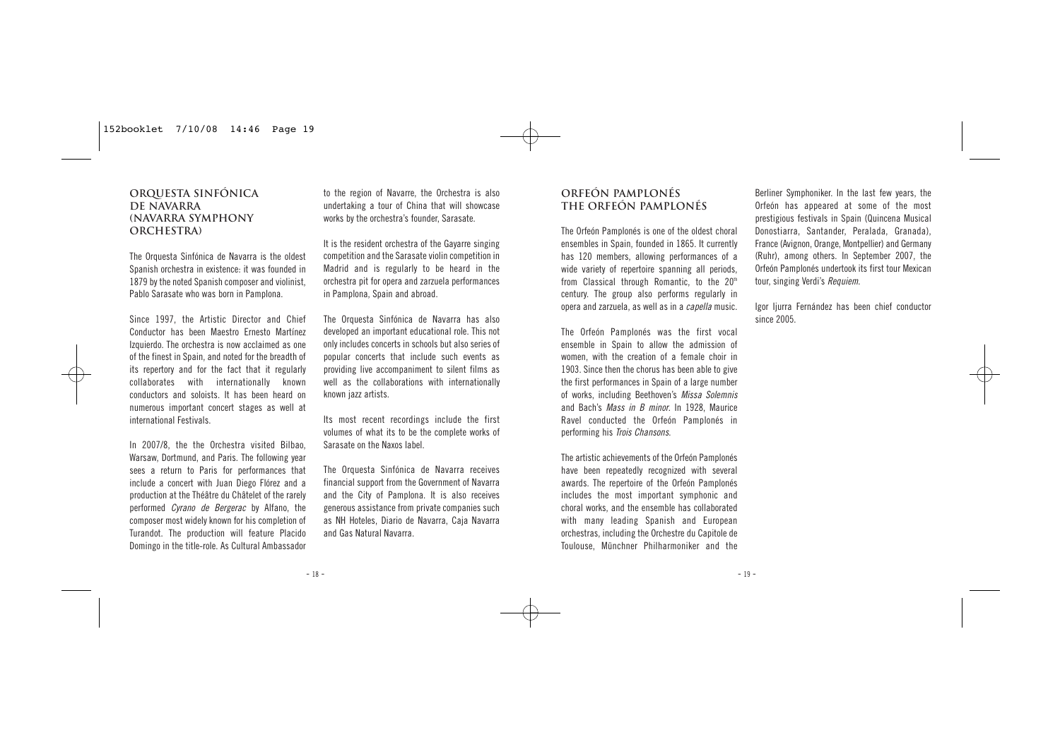## ORQUESTA SINFÓNICA DE NAVARRA (NAVARRA SYMPHONY ORCHESTRA)

The Orquesta Sinfónica de Navarra is the oldest Spanish orchestra in existence: it was founded in 1879 by the noted Spanish composer and violinist, Pablo Sarasate who was born in Pamplona.

Since 1997, the Artistic Director and Chief Conductor has been Maestro Ernesto Martínez Izquierdo. The orchestra is now acclaimed as one of the finest in Spain, and noted for the breadth of its repertory and for the fact that it regularly collaborates with internationally known conductors and soloists. It has been heard on numerous important concert stages as well at international Festivals.

In 2007/8, the the Orchestra visited Bilbao, Warsaw, Dortmund, and Paris. The following year sees a return to Paris for performances that include a concert with Juan Diego Flórez and a production at the Théâtre du Châtelet of the rarely performed *Cyrano de Bergerac* by Alfano, the composer most widely known for his completion of Turandot. The production will feature Placido Domingo in the title-role. As Cultural Ambassador to the region of Navarre, the Orchestra is also undertaking a tour of China that will showcase works by the orchestra's founder, Sarasate.

It is the resident orchestra of the Gayarre singing competition and the Sarasate violin competition in Madrid and is regularly to be heard in the orchestra pit for opera and zarzuela performances in Pamplona, Spain and abroad.

The Orquesta Sinfónica de Navarra has also developed an important educational role. This not only includes concerts in schools but also series of popular concerts that include such events as providing live accompaniment to silent films as well as the collaborations with internationally known jazz artists.

Its most recent recordings include the first volumes of what its to be the complete works of Sarasate on the Naxos label.

The Orquesta Sinfónica de Navarra receives financial support from the Government of Navarra and the City of Pamplona. It is also receives generous assistance from private companies such as NH Hoteles, Diario de Navarra, Caja Navarra and Gas Natural Navarra.

## ORFEÓN PAMPLONÉS THE ORFEÓN PAMPLONÉS

The Orfeón Pamplonés is one of the oldest choral ensembles in Spain, founded in 1865. It currently has 120 members, allowing performances of a wide variety of repertoire spanning all periods, from Classical through Romantic, to the 20th century. The group also performs regularly in opera and zarzuela, as well as in a *capella* music.

The Orfeón Pamplonés was the first vocal ensemble in Spain to allow the admission of women, with the creation of a female choir in 1903. Since then the chorus has been able to give the first performances in Spain of a large number of works, including Beethoven's *Missa Solemnis* and Bach's *Mass in B minor*. In 1928, Maurice Ravel conducted the Orfeón Pamplonés in performing his *Trois Chansons*.

The artistic achievements of the Orfeón Pamplonés have been repeatedly recognized with several awards. The repertoire of the Orfeón Pamplonés includes the most important symphonic and choral works, and the ensemble has collaborated with many leading Spanish and European orchestras, including the Orchestre du Capitole de Toulouse, Münchner Philharmoniker and the Berliner Symphoniker. In the last few years, the Orfeón has appeared at some of the most prestigious festivals in Spain (Quincena Musical Donostiarra, Santander, Peralada, Granada), France (Avignon, Orange, Montpellier) and Germany (Ruhr), among others. In September 2007, the Orfeón Pamplonés undertook its first tour Mexican tour, singing Verdi's *Requiem*.

Igor Ijurra Fernández has been chief conductor since 2005.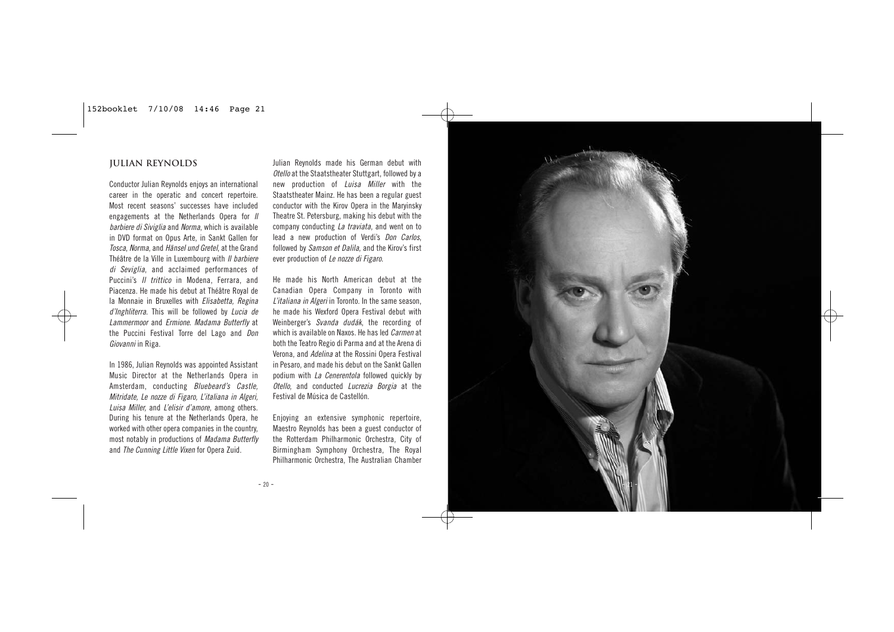## JULIAN REYNOLDS

Conductor Julian Reynolds enjoys an international career in the operatic and concert repertoire. Most recent seasons' successes have included engagements at the Netherlands Opera for *Il barbiere di Siviglia* and *Norma*, which is available in DVD format on Opus Arte, in Sankt Gallen for *Tosca*, *Norma*, and *Hänsel und Gretel*, at the Grand Théâtre de la Ville in Luxembourg with *Il barbiere di Seviglia*, and acclaimed performances of Puccini's *Il trittico* in Modena, Ferrara, and Piacenza. He made his debut at Théâtre Royal de la Monnaie in Bruxelles with *Elisabetta, Regina d'Inghliterra*. This will be followed by *Lucia de Lammermoor* and *Ermione*. *Madama Butterfly* at the Puccini Festival Torre del Lago and *Don Giovanni* in Riga.

In 1986, Julian Reynolds was appointed Assistant Music Director at the Netherlands Opera in Amsterdam, conducting *Bluebeard's Castle*, *Mitridate*, *Le nozze di Figaro*, *L'italiana in Algeri*, *Luisa Miller*, and *L'elisir d'amore*, among others. During his tenure at the Netherlands Opera, he worked with other opera companies in the country, most notably in productions of *Madama Butterfly* and *The Cunning Little Vixen* for Opera Zuid.

Julian Reynolds made his German debut with *Otello* at the Staatstheater Stuttgart, followed by a new production of *Luisa Miller* with the Staatstheater Mainz. He has been a regular guest conductor with the Kirov Opera in the Maryinsky Theatre St. Petersburg, making his debut with the company conducting *La traviata*, and went on to lead a new production of Verdi's *Don Carlos*, followed by *Samson et Dalila*, and the Kirov's first ever production of *Le nozze di Figaro*.

He made his North American debut at the Canadian Opera Company in Toronto with *L'italiana in Algeri* in Toronto. In the same season, he made his Wexford Opera Festival debut with Weinberger's *Svanda dudák*, the recording of which is available on Naxos. He has led *Carmen* at both the Teatro Regio di Parma and at the Arena di Verona, and *Adelina* at the Rossini Opera Festival in Pesaro, and made his debut on the Sankt Gallen podium with *La Cenerentola* followed quickly by *Otello*, and conducted *Lucrezia Borgia* at the Festival de Música de Castellón.

Enjoying an extensive symphonic repertoire, Maestro Reynolds has been a guest conductor of the Rotterdam Philharmonic Orchestra, City of Birmingham Symphony Orchestra, The Royal Philharmonic Orchestra, The Australian Chamber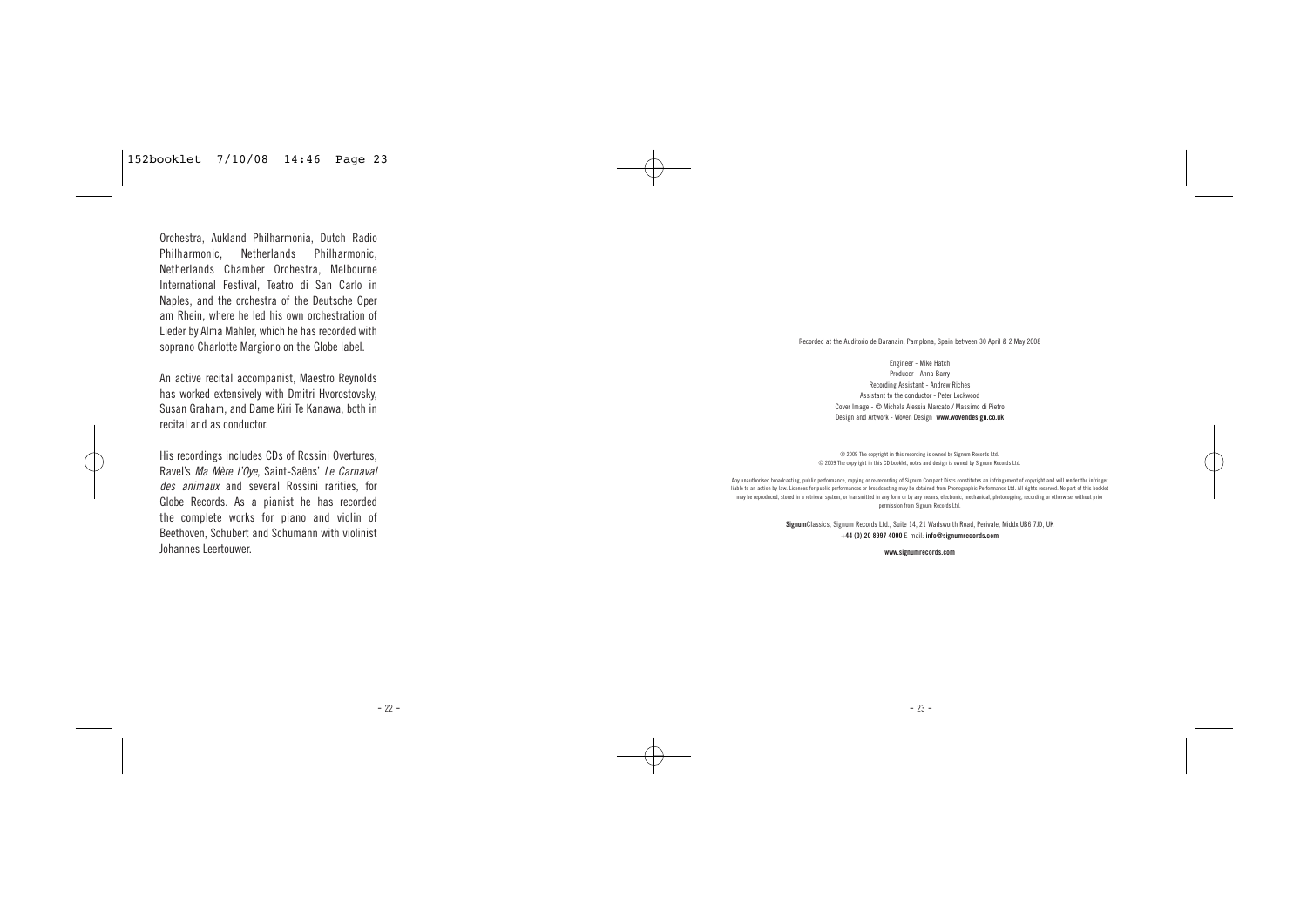Orchestra, Aukland Philharmonia, Dutch Radio Philharmonic, Netherlands Philharmonic, Netherlands Chamber Orchestra, Melbourne International Festival, Teatro di San Carlo in Naples, and the orchestra of the Deutsche Oper am Rhein, where he led his own orchestration of Lieder by Alma Mahler, which he has recorded with soprano Charlotte Margiono on the Globe label.

An active recital accompanist, Maestro Reynolds has worked extensively with Dmitri Hvorostovsky, Susan Graham, and Dame Kiri Te Kanawa, both in recital and as conductor.

His recordings includes CDs of Rossini Overtures, Ravel's *Ma Mère l'Oye*, Saint-Saëns' *Le Carnaval des animaux* and several Rossini rarities, for Globe Records. As a pianist he has recorded the complete works for piano and violin of Beethoven, Schubert and Schumann with violinist Johannes Leertouwer.

Recorded at the Auditorio de Baranain, Pamplona, Spain between 30 April & 2 May 2008

Engineer - Mike Hatch
Producer - Anna Barry
Recording Assistant - Andrew Riches
Assistant to the conductor - Peter Lockwood
Cover Image - © Michela Alessia Marcato / Massimo di Pietro
Design and Artwork - Woven Design **www.wovendesign.co.uk**

℗ 2009 The copyright in this recording is owned by Signum Records Ltd.
© 2009 The copyright in this CD booklet, notes and design is owned by Signum Records Ltd.

Any unauthorised broadcasting, public performance, copying or re-recording of Signum Compact Discs constitutes an infringement of copyright and will render the infringer liable to an action by law. Licences for public performances or broadcasting may be obtained from Phonographic Performance Ltd. All rights reserved. No part of this booklet may be reproduced, stored in a retrieval system, or transmitted in any form or by any means, electronic, mechanical, photocopying, recording or otherwise, without prior permission from Signum Records Ltd.

**Signum**Classics, Signum Records Ltd., Suite 14, 21 Wadsworth Road, Perivale, Middx UB6 7JD, UK
**+44 (0) 20 8997 4000** E-mail: **info@signumrecords.com**

**www.signumrecords.com**